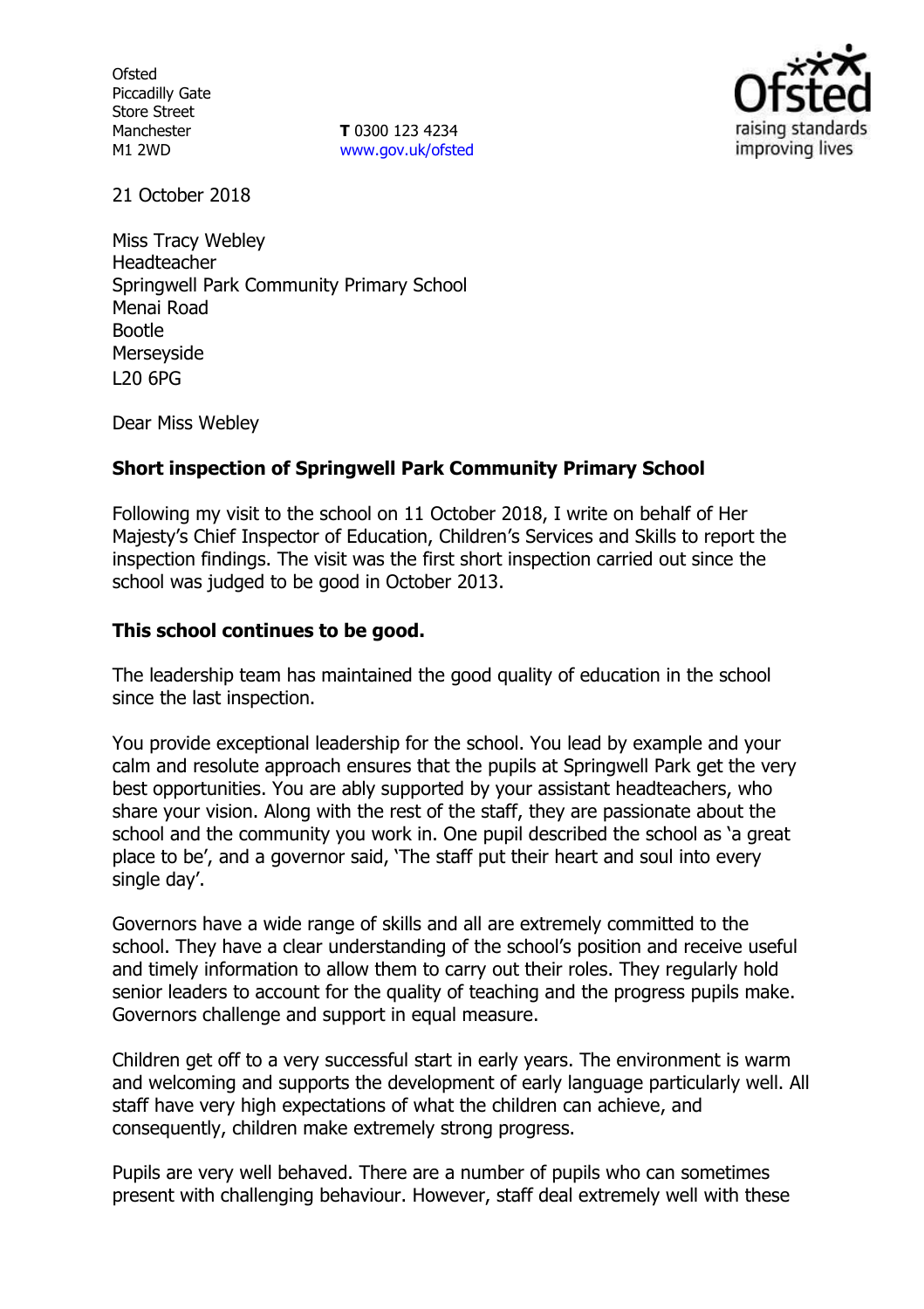Ofsted
Piccadilly Gate
Store Street
Manchester
M1 2WD

**T** 0300 123 4234
www.gov.uk/ofsted

21 October 2018

Miss Tracy Webley
Headteacher
Springwell Park Community Primary School
Menai Road
Bootle
Merseyside
L20 6PG

Dear Miss Webley

**Short inspection of Springwell Park Community Primary School**

Following my visit to the school on 11 October 2018, I write on behalf of Her Majesty's Chief Inspector of Education, Children's Services and Skills to report the inspection findings. The visit was the first short inspection carried out since the school was judged to be good in October 2013.

**This school continues to be good.**

The leadership team has maintained the good quality of education in the school since the last inspection.

You provide exceptional leadership for the school. You lead by example and your calm and resolute approach ensures that the pupils at Springwell Park get the very best opportunities. You are ably supported by your assistant headteachers, who share your vision. Along with the rest of the staff, they are passionate about the school and the community you work in. One pupil described the school as 'a great place to be', and a governor said, 'The staff put their heart and soul into every single day'.

Governors have a wide range of skills and all are extremely committed to the school. They have a clear understanding of the school's position and receive useful and timely information to allow them to carry out their roles. They regularly hold senior leaders to account for the quality of teaching and the progress pupils make. Governors challenge and support in equal measure.

Children get off to a very successful start in early years. The environment is warm and welcoming and supports the development of early language particularly well. All staff have very high expectations of what the children can achieve, and consequently, children make extremely strong progress.

Pupils are very well behaved. There are a number of pupils who can sometimes present with challenging behaviour. However, staff deal extremely well with these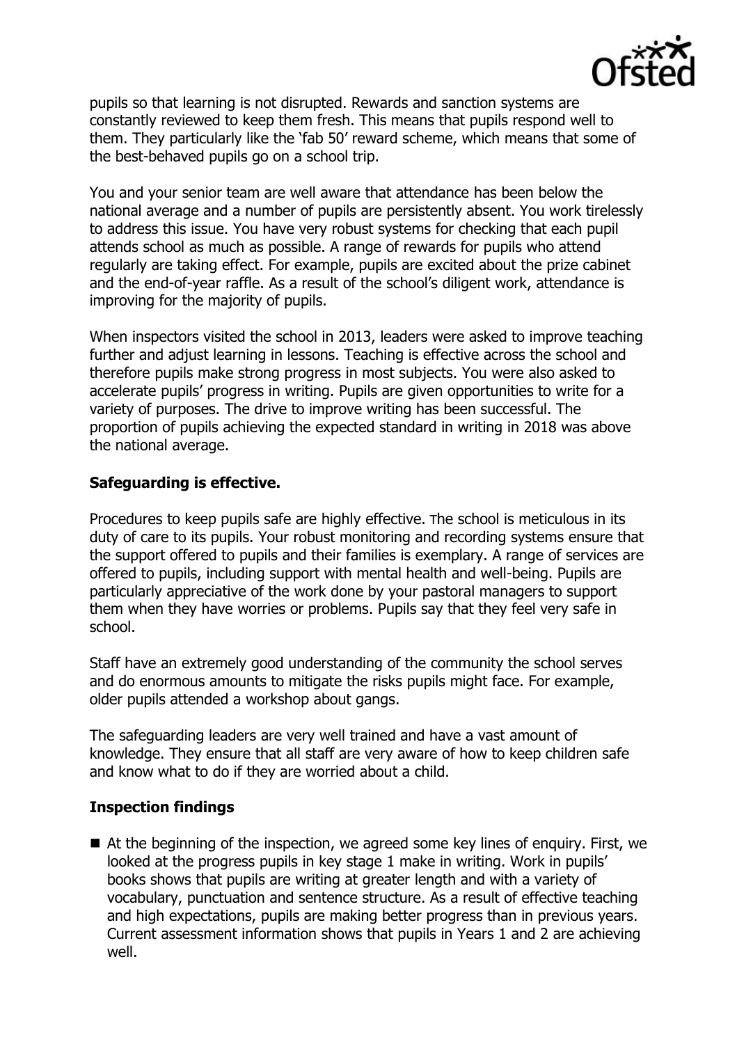pupils so that learning is not disrupted. Rewards and sanction systems are constantly reviewed to keep them fresh. This means that pupils respond well to them. They particularly like the 'fab 50' reward scheme, which means that some of the best-behaved pupils go on a school trip.

You and your senior team are well aware that attendance has been below the national average and a number of pupils are persistently absent. You work tirelessly to address this issue. You have very robust systems for checking that each pupil attends school as much as possible. A range of rewards for pupils who attend regularly are taking effect. For example, pupils are excited about the prize cabinet and the end-of-year raffle. As a result of the school's diligent work, attendance is improving for the majority of pupils.

When inspectors visited the school in 2013, leaders were asked to improve teaching further and adjust learning in lessons. Teaching is effective across the school and therefore pupils make strong progress in most subjects. You were also asked to accelerate pupils' progress in writing. Pupils are given opportunities to write for a variety of purposes. The drive to improve writing has been successful. The proportion of pupils achieving the expected standard in writing in 2018 was above the national average.

**Safeguarding is effective.**

Procedures to keep pupils safe are highly effective. The school is meticulous in its duty of care to its pupils. Your robust monitoring and recording systems ensure that the support offered to pupils and their families is exemplary. A range of services are offered to pupils, including support with mental health and well-being. Pupils are particularly appreciative of the work done by your pastoral managers to support them when they have worries or problems. Pupils say that they feel very safe in school.

Staff have an extremely good understanding of the community the school serves and do enormous amounts to mitigate the risks pupils might face. For example, older pupils attended a workshop about gangs.

The safeguarding leaders are very well trained and have a vast amount of knowledge. They ensure that all staff are very aware of how to keep children safe and know what to do if they are worried about a child.

**Inspection findings**

- At the beginning of the inspection, we agreed some key lines of enquiry. First, we looked at the progress pupils in key stage 1 make in writing. Work in pupils' books shows that pupils are writing at greater length and with a variety of vocabulary, punctuation and sentence structure. As a result of effective teaching and high expectations, pupils are making better progress than in previous years. Current assessment information shows that pupils in Years 1 and 2 are achieving well.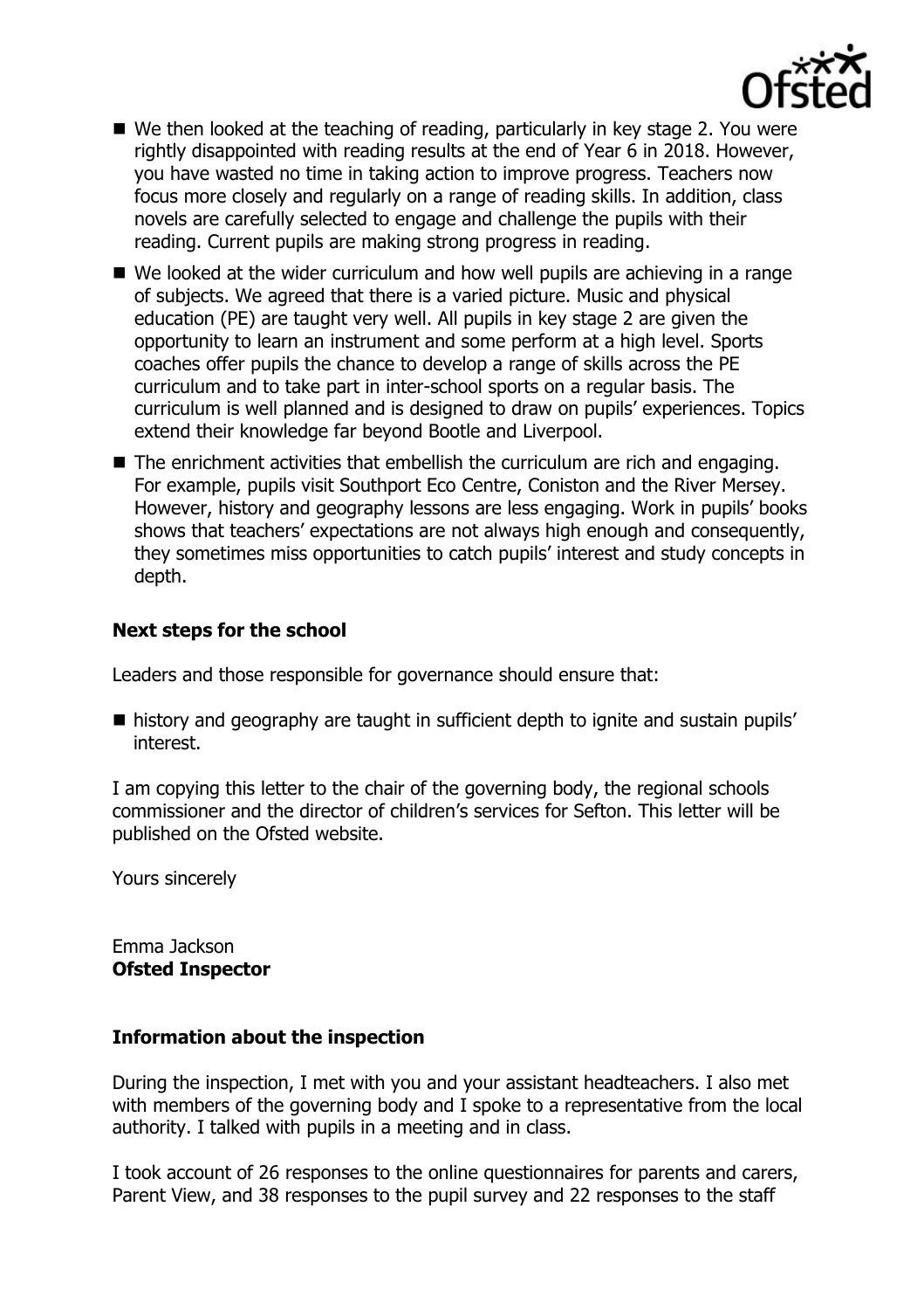- We then looked at the teaching of reading, particularly in key stage 2. You were rightly disappointed with reading results at the end of Year 6 in 2018. However, you have wasted no time in taking action to improve progress. Teachers now focus more closely and regularly on a range of reading skills. In addition, class novels are carefully selected to engage and challenge the pupils with their reading. Current pupils are making strong progress in reading.
- We looked at the wider curriculum and how well pupils are achieving in a range of subjects. We agreed that there is a varied picture. Music and physical education (PE) are taught very well. All pupils in key stage 2 are given the opportunity to learn an instrument and some perform at a high level. Sports coaches offer pupils the chance to develop a range of skills across the PE curriculum and to take part in inter-school sports on a regular basis. The curriculum is well planned and is designed to draw on pupils' experiences. Topics extend their knowledge far beyond Bootle and Liverpool.
- The enrichment activities that embellish the curriculum are rich and engaging. For example, pupils visit Southport Eco Centre, Coniston and the River Mersey. However, history and geography lessons are less engaging. Work in pupils' books shows that teachers' expectations are not always high enough and consequently, they sometimes miss opportunities to catch pupils' interest and study concepts in depth.

### Next steps for the school

Leaders and those responsible for governance should ensure that:

- history and geography are taught in sufficient depth to ignite and sustain pupils' interest.

I am copying this letter to the chair of the governing body, the regional schools commissioner and the director of children's services for Sefton. This letter will be published on the Ofsted website.

Yours sincerely

Emma Jackson
**Ofsted Inspector**

### Information about the inspection

During the inspection, I met with you and your assistant headteachers. I also met with members of the governing body and I spoke to a representative from the local authority. I talked with pupils in a meeting and in class.

I took account of 26 responses to the online questionnaires for parents and carers, Parent View, and 38 responses to the pupil survey and 22 responses to the staff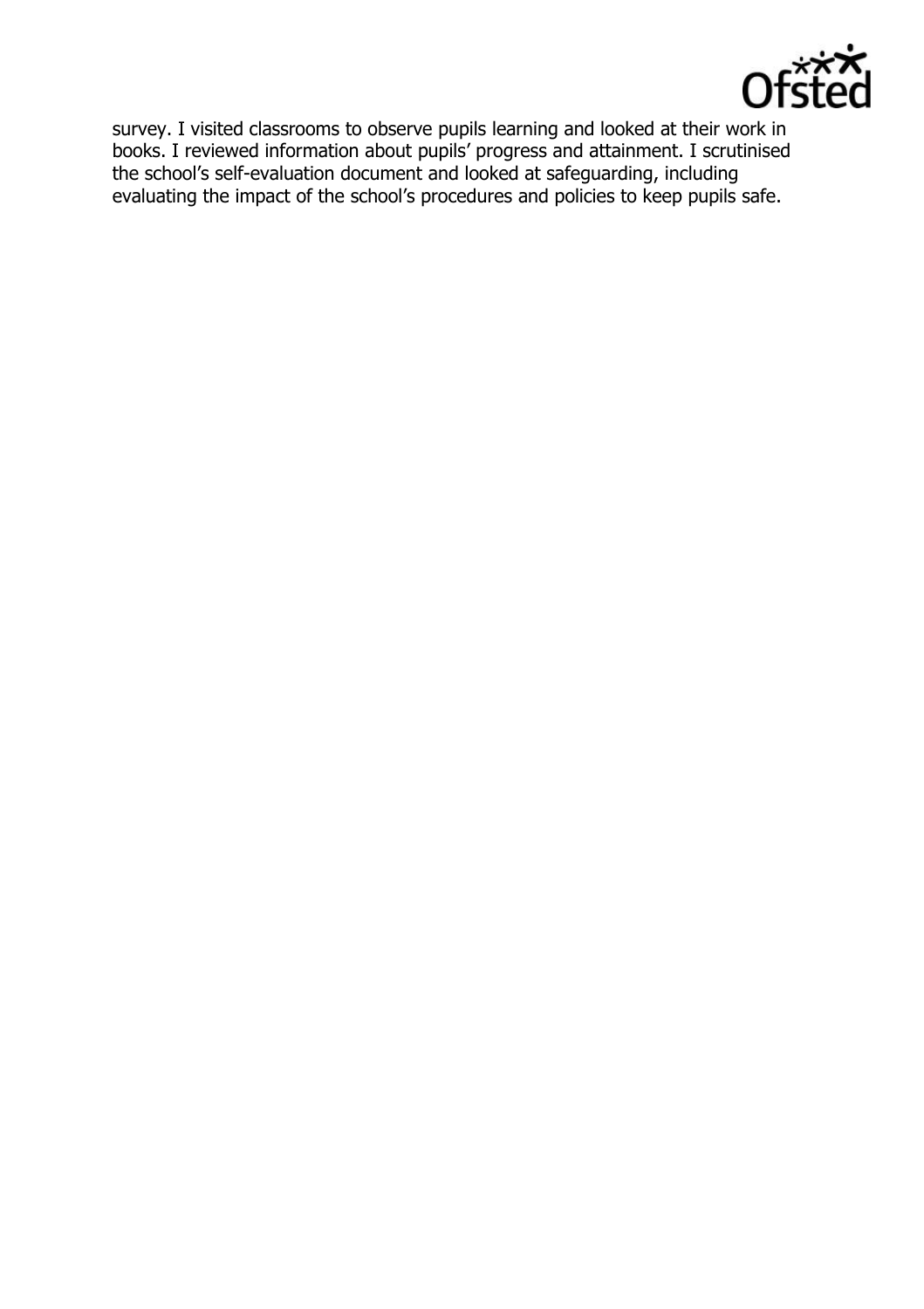survey. I visited classrooms to observe pupils learning and looked at their work in books. I reviewed information about pupils' progress and attainment. I scrutinised the school's self-evaluation document and looked at safeguarding, including evaluating the impact of the school's procedures and policies to keep pupils safe.